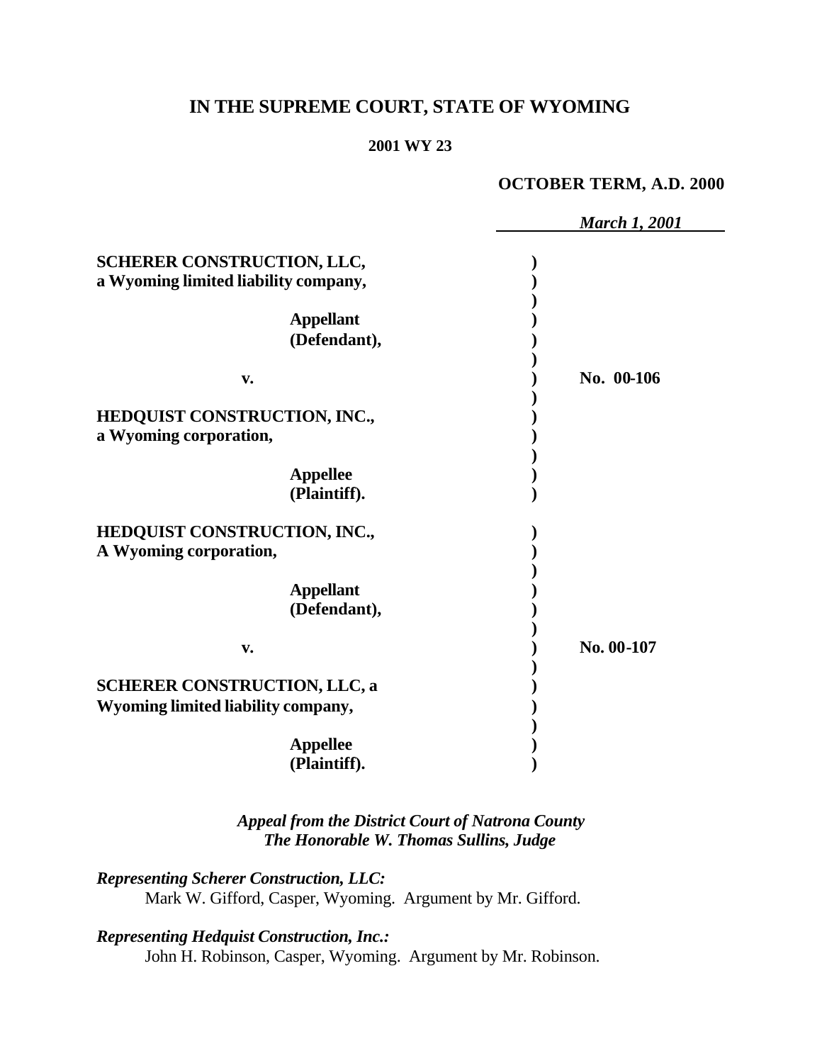# IN THE SUPREME COURT, STATE OF WYOMING

**2001 WY 23**

**OCTOBER TERM, A.D. 2000**

*March 1, 2001*

**SCHERER CONSTRUCTION, LLC, a Wyoming limited liability company,**

**Appellant (Defendant),**

**v.**

**HEDQUIST CONSTRUCTION, INC., a Wyoming corporation,**

**Appellee (Plaintiff).**

**No. 00-106**

**HEDQUIST CONSTRUCTION, INC., A Wyoming corporation,**

**Appellant (Defendant),**

**v.**

**SCHERER CONSTRUCTION, LLC, a Wyoming limited liability company,**

**Appellee (Plaintiff).**

**No. 00-107**

***Appeal from the District Court of Natrona County***
***The Honorable W. Thomas Sullins, Judge***

***Representing Scherer Construction, LLC:***
Mark W. Gifford, Casper, Wyoming. Argument by Mr. Gifford.

***Representing Hedquist Construction, Inc.:***
John H. Robinson, Casper, Wyoming. Argument by Mr. Robinson.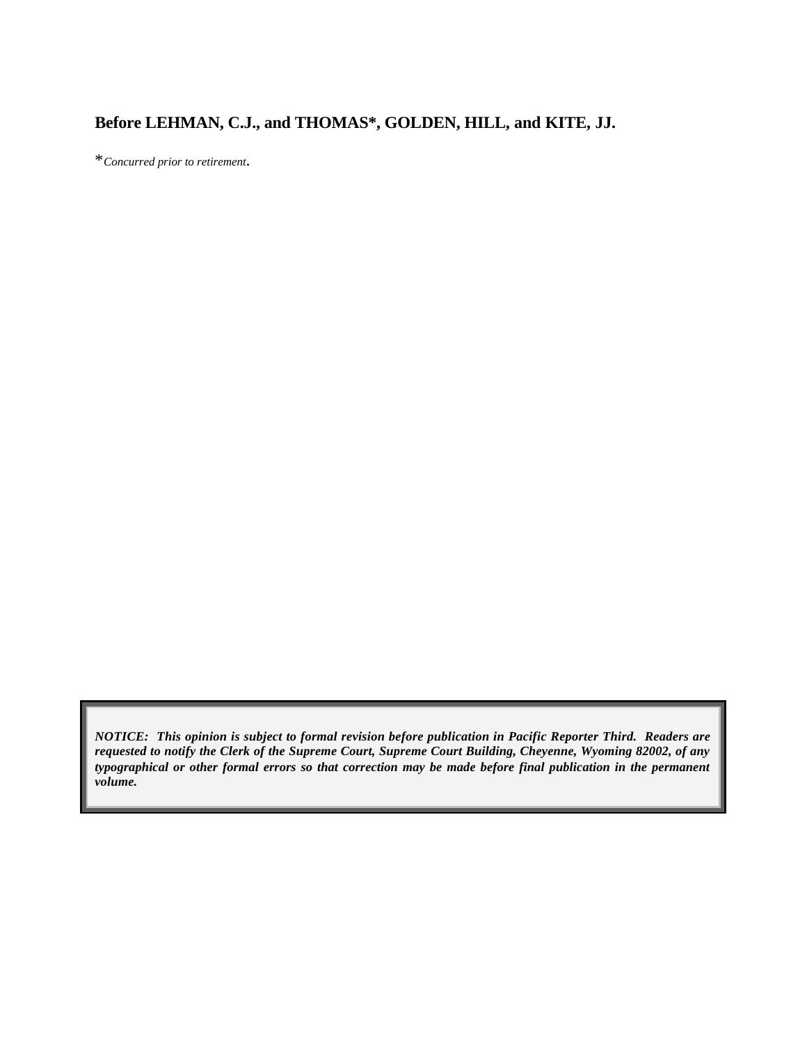**Before LEHMAN, C.J., and THOMAS*, GOLDEN, HILL, and KITE, JJ.**

**Concurred prior to retirement*.

***NOTICE: This opinion is subject to formal revision before publication in Pacific Reporter Third. Readers are requested to notify the Clerk of the Supreme Court, Supreme Court Building, Cheyenne, Wyoming 82002, of any typographical or other formal errors so that correction may be made before final publication in the permanent volume.***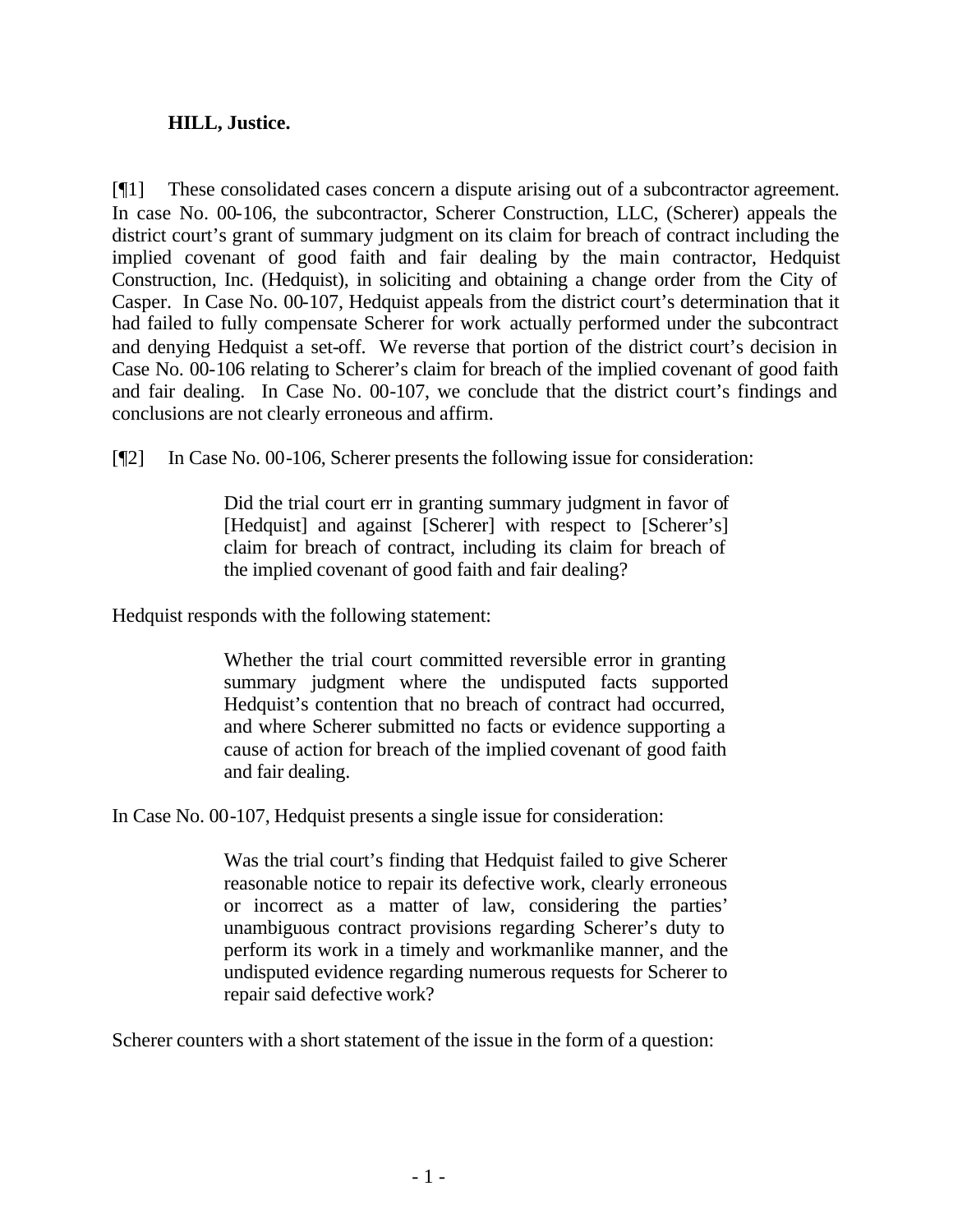**HILL, Justice.**

[¶1] These consolidated cases concern a dispute arising out of a subcontractor agreement. In case No. 00-106, the subcontractor, Scherer Construction, LLC, (Scherer) appeals the district court's grant of summary judgment on its claim for breach of contract including the implied covenant of good faith and fair dealing by the main contractor, Hedquist Construction, Inc. (Hedquist), in soliciting and obtaining a change order from the City of Casper. In Case No. 00-107, Hedquist appeals from the district court's determination that it had failed to fully compensate Scherer for work actually performed under the subcontract and denying Hedquist a set-off. We reverse that portion of the district court's decision in Case No. 00-106 relating to Scherer's claim for breach of the implied covenant of good faith and fair dealing. In Case No. 00-107, we conclude that the district court's findings and conclusions are not clearly erroneous and affirm.

[¶2] In Case No. 00-106, Scherer presents the following issue for consideration:

> Did the trial court err in granting summary judgment in favor of [Hedquist] and against [Scherer] with respect to [Scherer's] claim for breach of contract, including its claim for breach of the implied covenant of good faith and fair dealing?

Hedquist responds with the following statement:

> Whether the trial court committed reversible error in granting summary judgment where the undisputed facts supported Hedquist's contention that no breach of contract had occurred, and where Scherer submitted no facts or evidence supporting a cause of action for breach of the implied covenant of good faith and fair dealing.

In Case No. 00-107, Hedquist presents a single issue for consideration:

> Was the trial court's finding that Hedquist failed to give Scherer reasonable notice to repair its defective work, clearly erroneous or incorrect as a matter of law, considering the parties' unambiguous contract provisions regarding Scherer's duty to perform its work in a timely and workmanlike manner, and the undisputed evidence regarding numerous requests for Scherer to repair said defective work?

Scherer counters with a short statement of the issue in the form of a question: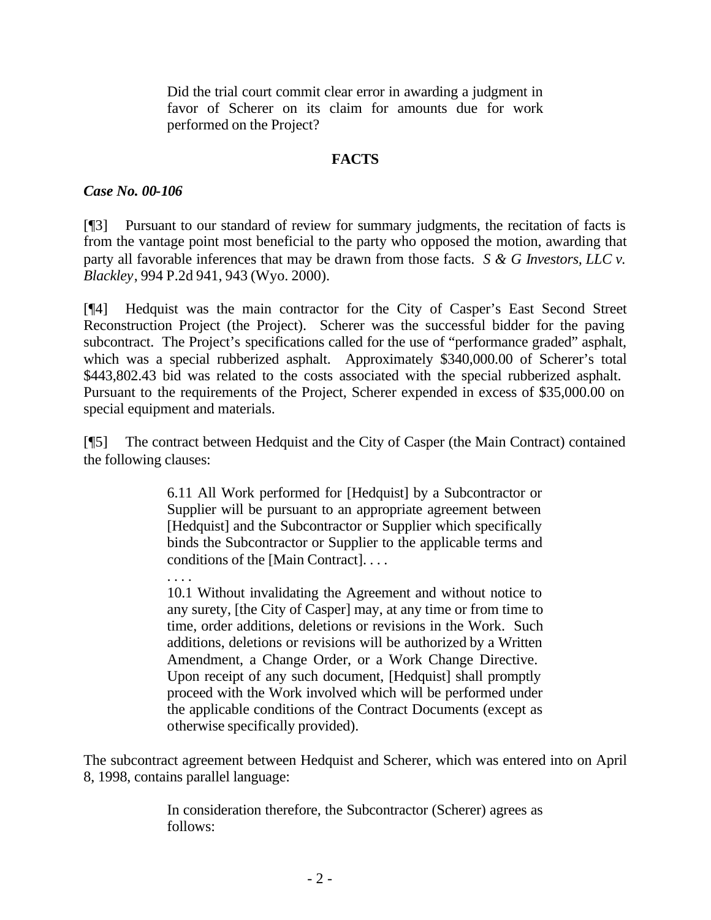> Did the trial court commit clear error in awarding a judgment in favor of Scherer on its claim for amounts due for work performed on the Project?

## FACTS

***Case No. 00-106***

[¶3] Pursuant to our standard of review for summary judgments, the recitation of facts is from the vantage point most beneficial to the party who opposed the motion, awarding that party all favorable inferences that may be drawn from those facts. *S & G Investors, LLC v. Blackley*, 994 P.2d 941, 943 (Wyo. 2000).

[¶4] Hedquist was the main contractor for the City of Casper's East Second Street Reconstruction Project (the Project). Scherer was the successful bidder for the paving subcontract. The Project's specifications called for the use of "performance graded" asphalt, which was a special rubberized asphalt. Approximately $340,000.00 of Scherer's total $443,802.43 bid was related to the costs associated with the special rubberized asphalt. Pursuant to the requirements of the Project, Scherer expended in excess of $35,000.00 on special equipment and materials.

[¶5] The contract between Hedquist and the City of Casper (the Main Contract) contained the following clauses:

> 6.11 All Work performed for [Hedquist] by a Subcontractor or Supplier will be pursuant to an appropriate agreement between [Hedquist] and the Subcontractor or Supplier which specifically binds the Subcontractor or Supplier to the applicable terms and conditions of the [Main Contract]. . . .
>
> . . . .
>
> 10.1 Without invalidating the Agreement and without notice to any surety, [the City of Casper] may, at any time or from time to time, order additions, deletions or revisions in the Work. Such additions, deletions or revisions will be authorized by a Written Amendment, a Change Order, or a Work Change Directive. Upon receipt of any such document, [Hedquist] shall promptly proceed with the Work involved which will be performed under the applicable conditions of the Contract Documents (except as otherwise specifically provided).

The subcontract agreement between Hedquist and Scherer, which was entered into on April 8, 1998, contains parallel language:

> In consideration therefore, the Subcontractor (Scherer) agrees as follows: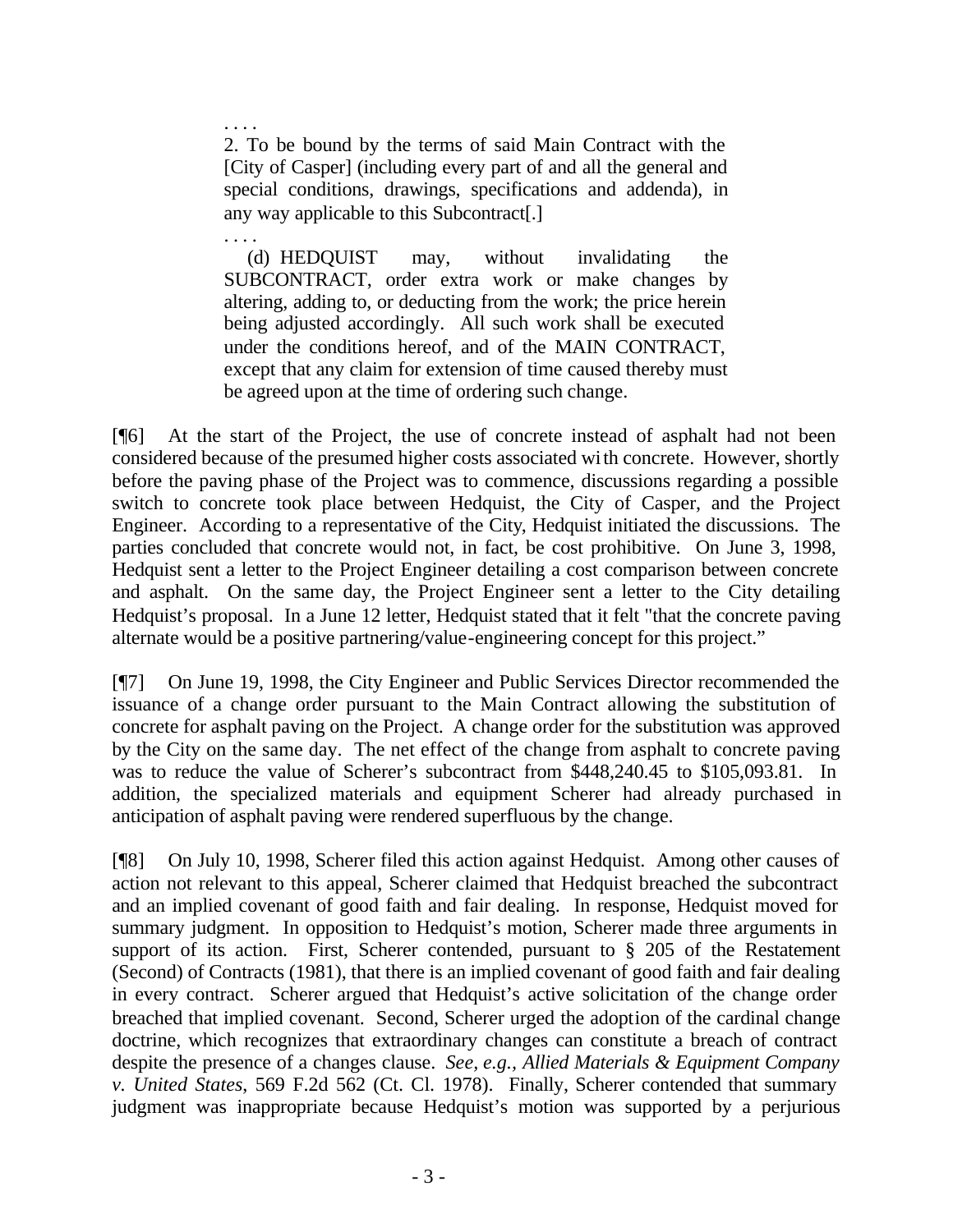> . . . .
>
> 2. To be bound by the terms of said Main Contract with the [City of Casper] (including every part of and all the general and special conditions, drawings, specifications and addenda), in any way applicable to this Subcontract[.]
>
> . . . .
>
> (d) HEDQUIST may, without invalidating the SUBCONTRACT, order extra work or make changes by altering, adding to, or deducting from the work; the price herein being adjusted accordingly. All such work shall be executed under the conditions hereof, and of the MAIN CONTRACT, except that any claim for extension of time caused thereby must be agreed upon at the time of ordering such change.

[¶6] At the start of the Project, the use of concrete instead of asphalt had not been considered because of the presumed higher costs associated with concrete. However, shortly before the paving phase of the Project was to commence, discussions regarding a possible switch to concrete took place between Hedquist, the City of Casper, and the Project Engineer. According to a representative of the City, Hedquist initiated the discussions. The parties concluded that concrete would not, in fact, be cost prohibitive. On June 3, 1998, Hedquist sent a letter to the Project Engineer detailing a cost comparison between concrete and asphalt. On the same day, the Project Engineer sent a letter to the City detailing Hedquist's proposal. In a June 12 letter, Hedquist stated that it felt "that the concrete paving alternate would be a positive partnering/value-engineering concept for this project."

[¶7] On June 19, 1998, the City Engineer and Public Services Director recommended the issuance of a change order pursuant to the Main Contract allowing the substitution of concrete for asphalt paving on the Project. A change order for the substitution was approved by the City on the same day. The net effect of the change from asphalt to concrete paving was to reduce the value of Scherer's subcontract from $448,240.45 to $105,093.81. In addition, the specialized materials and equipment Scherer had already purchased in anticipation of asphalt paving were rendered superfluous by the change.

[¶8] On July 10, 1998, Scherer filed this action against Hedquist. Among other causes of action not relevant to this appeal, Scherer claimed that Hedquist breached the subcontract and an implied covenant of good faith and fair dealing. In response, Hedquist moved for summary judgment. In opposition to Hedquist's motion, Scherer made three arguments in support of its action. First, Scherer contended, pursuant to § 205 of the Restatement (Second) of Contracts (1981), that there is an implied covenant of good faith and fair dealing in every contract. Scherer argued that Hedquist's active solicitation of the change order breached that implied covenant. Second, Scherer urged the adoption of the cardinal change doctrine, which recognizes that extraordinary changes can constitute a breach of contract despite the presence of a changes clause. *See, e.g., Allied Materials & Equipment Company v. United States*, 569 F.2d 562 (Ct. Cl. 1978). Finally, Scherer contended that summary judgment was inappropriate because Hedquist's motion was supported by a perjurious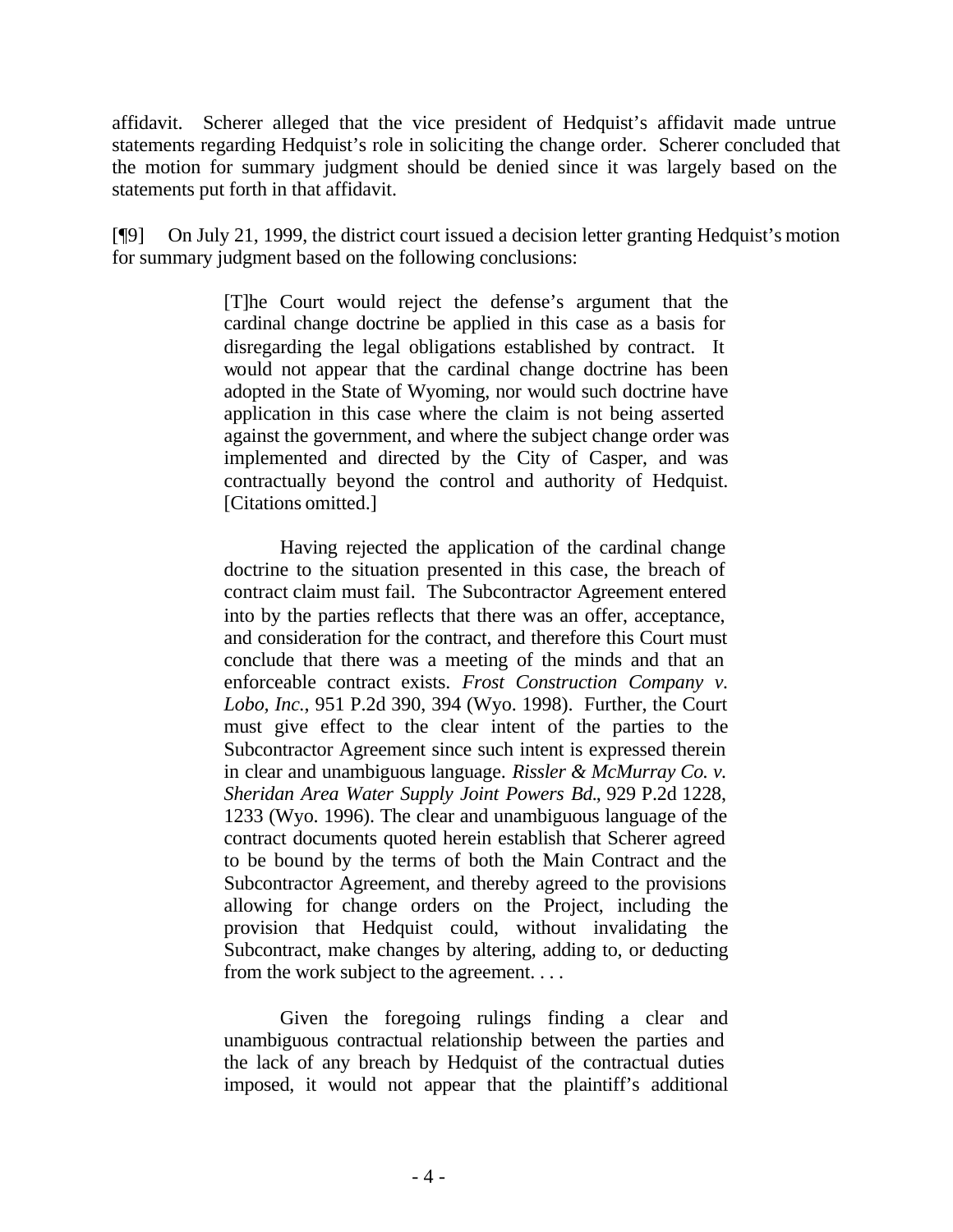affidavit. Scherer alleged that the vice president of Hedquist's affidavit made untrue statements regarding Hedquist's role in soliciting the change order. Scherer concluded that the motion for summary judgment should be denied since it was largely based on the statements put forth in that affidavit.

[¶9] On July 21, 1999, the district court issued a decision letter granting Hedquist's motion for summary judgment based on the following conclusions:

> [T]he Court would reject the defense's argument that the cardinal change doctrine be applied in this case as a basis for disregarding the legal obligations established by contract. It would not appear that the cardinal change doctrine has been adopted in the State of Wyoming, nor would such doctrine have application in this case where the claim is not being asserted against the government, and where the subject change order was implemented and directed by the City of Casper, and was contractually beyond the control and authority of Hedquist. [Citations omitted.]
>
> Having rejected the application of the cardinal change doctrine to the situation presented in this case, the breach of contract claim must fail. The Subcontractor Agreement entered into by the parties reflects that there was an offer, acceptance, and consideration for the contract, and therefore this Court must conclude that there was a meeting of the minds and that an enforceable contract exists. *Frost Construction Company v. Lobo, Inc.*, 951 P.2d 390, 394 (Wyo. 1998). Further, the Court must give effect to the clear intent of the parties to the Subcontractor Agreement since such intent is expressed therein in clear and unambiguous language. *Rissler & McMurray Co. v. Sheridan Area Water Supply Joint Powers Bd.*, 929 P.2d 1228, 1233 (Wyo. 1996). The clear and unambiguous language of the contract documents quoted herein establish that Scherer agreed to be bound by the terms of both the Main Contract and the Subcontractor Agreement, and thereby agreed to the provisions allowing for change orders on the Project, including the provision that Hedquist could, without invalidating the Subcontract, make changes by altering, adding to, or deducting from the work subject to the agreement. . . .
>
> Given the foregoing rulings finding a clear and unambiguous contractual relationship between the parties and the lack of any breach by Hedquist of the contractual duties imposed, it would not appear that the plaintiff's additional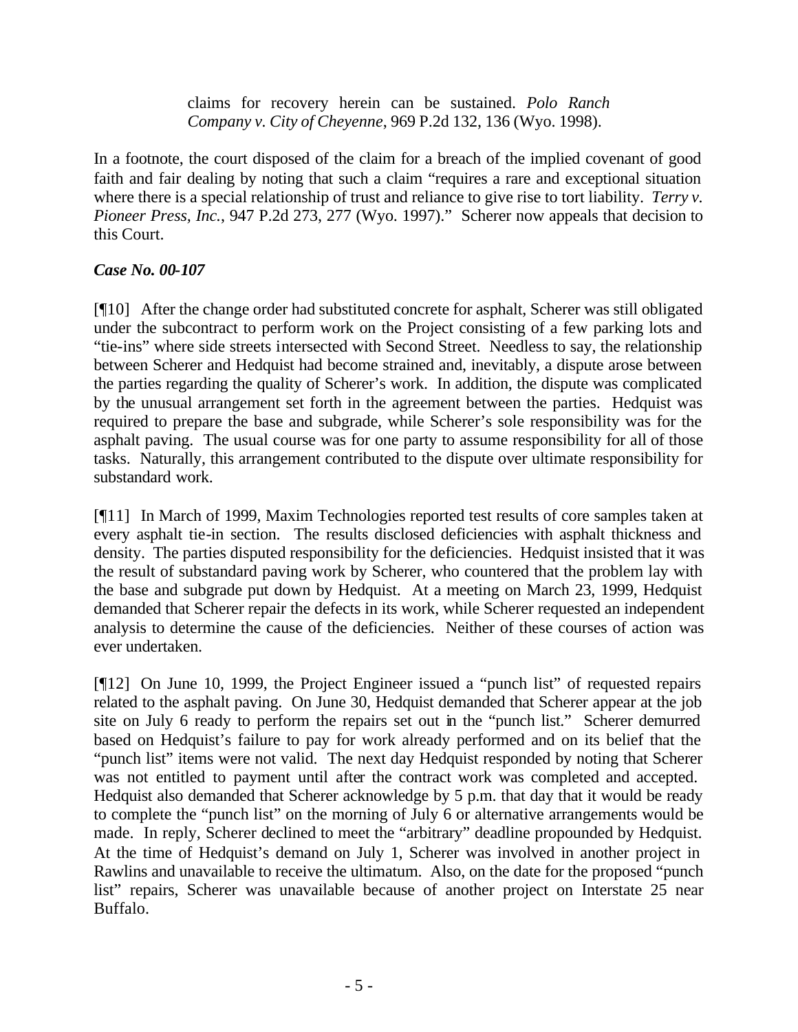> claims for recovery herein can be sustained. *Polo Ranch Company v. City of Cheyenne*, 969 P.2d 132, 136 (Wyo. 1998).

In a footnote, the court disposed of the claim for a breach of the implied covenant of good faith and fair dealing by noting that such a claim "requires a rare and exceptional situation where there is a special relationship of trust and reliance to give rise to tort liability. *Terry v. Pioneer Press, Inc.*, 947 P.2d 273, 277 (Wyo. 1997)." Scherer now appeals that decision to this Court.

***Case No. 00-107***

[¶10] After the change order had substituted concrete for asphalt, Scherer was still obligated under the subcontract to perform work on the Project consisting of a few parking lots and "tie-ins" where side streets intersected with Second Street. Needless to say, the relationship between Scherer and Hedquist had become strained and, inevitably, a dispute arose between the parties regarding the quality of Scherer's work. In addition, the dispute was complicated by the unusual arrangement set forth in the agreement between the parties. Hedquist was required to prepare the base and subgrade, while Scherer's sole responsibility was for the asphalt paving. The usual course was for one party to assume responsibility for all of those tasks. Naturally, this arrangement contributed to the dispute over ultimate responsibility for substandard work.

[¶11] In March of 1999, Maxim Technologies reported test results of core samples taken at every asphalt tie-in section. The results disclosed deficiencies with asphalt thickness and density. The parties disputed responsibility for the deficiencies. Hedquist insisted that it was the result of substandard paving work by Scherer, who countered that the problem lay with the base and subgrade put down by Hedquist. At a meeting on March 23, 1999, Hedquist demanded that Scherer repair the defects in its work, while Scherer requested an independent analysis to determine the cause of the deficiencies. Neither of these courses of action was ever undertaken.

[¶12] On June 10, 1999, the Project Engineer issued a "punch list" of requested repairs related to the asphalt paving. On June 30, Hedquist demanded that Scherer appear at the job site on July 6 ready to perform the repairs set out in the "punch list." Scherer demurred based on Hedquist's failure to pay for work already performed and on its belief that the "punch list" items were not valid. The next day Hedquist responded by noting that Scherer was not entitled to payment until after the contract work was completed and accepted. Hedquist also demanded that Scherer acknowledge by 5 p.m. that day that it would be ready to complete the "punch list" on the morning of July 6 or alternative arrangements would be made. In reply, Scherer declined to meet the "arbitrary" deadline propounded by Hedquist. At the time of Hedquist's demand on July 1, Scherer was involved in another project in Rawlins and unavailable to receive the ultimatum. Also, on the date for the proposed "punch list" repairs, Scherer was unavailable because of another project on Interstate 25 near Buffalo.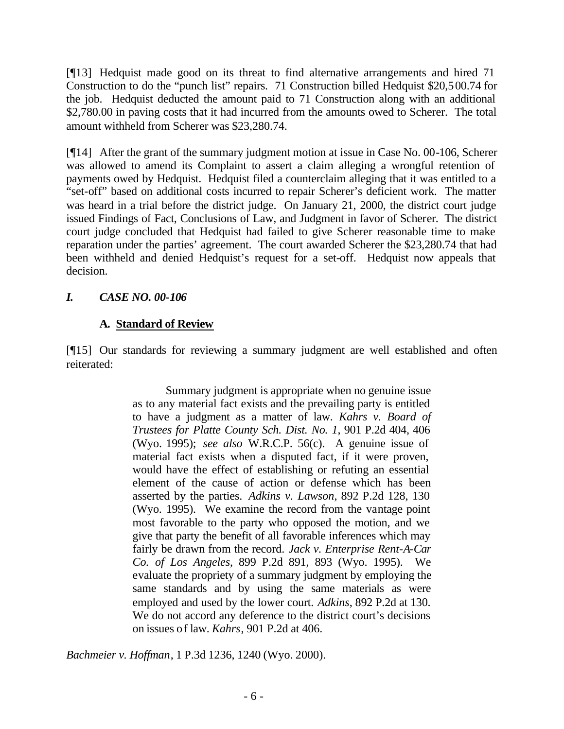[¶13] Hedquist made good on its threat to find alternative arrangements and hired 71 Construction to do the "punch list" repairs. 71 Construction billed Hedquist $20,500.74 for the job. Hedquist deducted the amount paid to 71 Construction along with an additional $2,780.00 in paving costs that it had incurred from the amounts owed to Scherer. The total amount withheld from Scherer was $23,280.74.

[¶14] After the grant of the summary judgment motion at issue in Case No. 00-106, Scherer was allowed to amend its Complaint to assert a claim alleging a wrongful retention of payments owed by Hedquist. Hedquist filed a counterclaim alleging that it was entitled to a "set-off" based on additional costs incurred to repair Scherer's deficient work. The matter was heard in a trial before the district judge. On January 21, 2000, the district court judge issued Findings of Fact, Conclusions of Law, and Judgment in favor of Scherer. The district court judge concluded that Hedquist had failed to give Scherer reasonable time to make reparation under the parties' agreement. The court awarded Scherer the $23,280.74 that had been withheld and denied Hedquist's request for a set-off. Hedquist now appeals that decision.

## *I. CASE NO. 00-106*

### A. Standard of Review

[¶15] Our standards for reviewing a summary judgment are well established and often reiterated:

> Summary judgment is appropriate when no genuine issue as to any material fact exists and the prevailing party is entitled to have a judgment as a matter of law. *Kahrs v. Board of Trustees for Platte County Sch. Dist. No. 1*, 901 P.2d 404, 406 (Wyo. 1995); *see also* W.R.C.P. 56(c). A genuine issue of material fact exists when a disputed fact, if it were proven, would have the effect of establishing or refuting an essential element of the cause of action or defense which has been asserted by the parties. *Adkins v. Lawson*, 892 P.2d 128, 130 (Wyo. 1995). We examine the record from the vantage point most favorable to the party who opposed the motion, and we give that party the benefit of all favorable inferences which may fairly be drawn from the record. *Jack v. Enterprise Rent-A-Car Co. of Los Angeles*, 899 P.2d 891, 893 (Wyo. 1995). We evaluate the propriety of a summary judgment by employing the same standards and by using the same materials as were employed and used by the lower court. *Adkins*, 892 P.2d at 130. We do not accord any deference to the district court's decisions on issues of law. *Kahrs*, 901 P.2d at 406.

*Bachmeier v. Hoffman*, 1 P.3d 1236, 1240 (Wyo. 2000).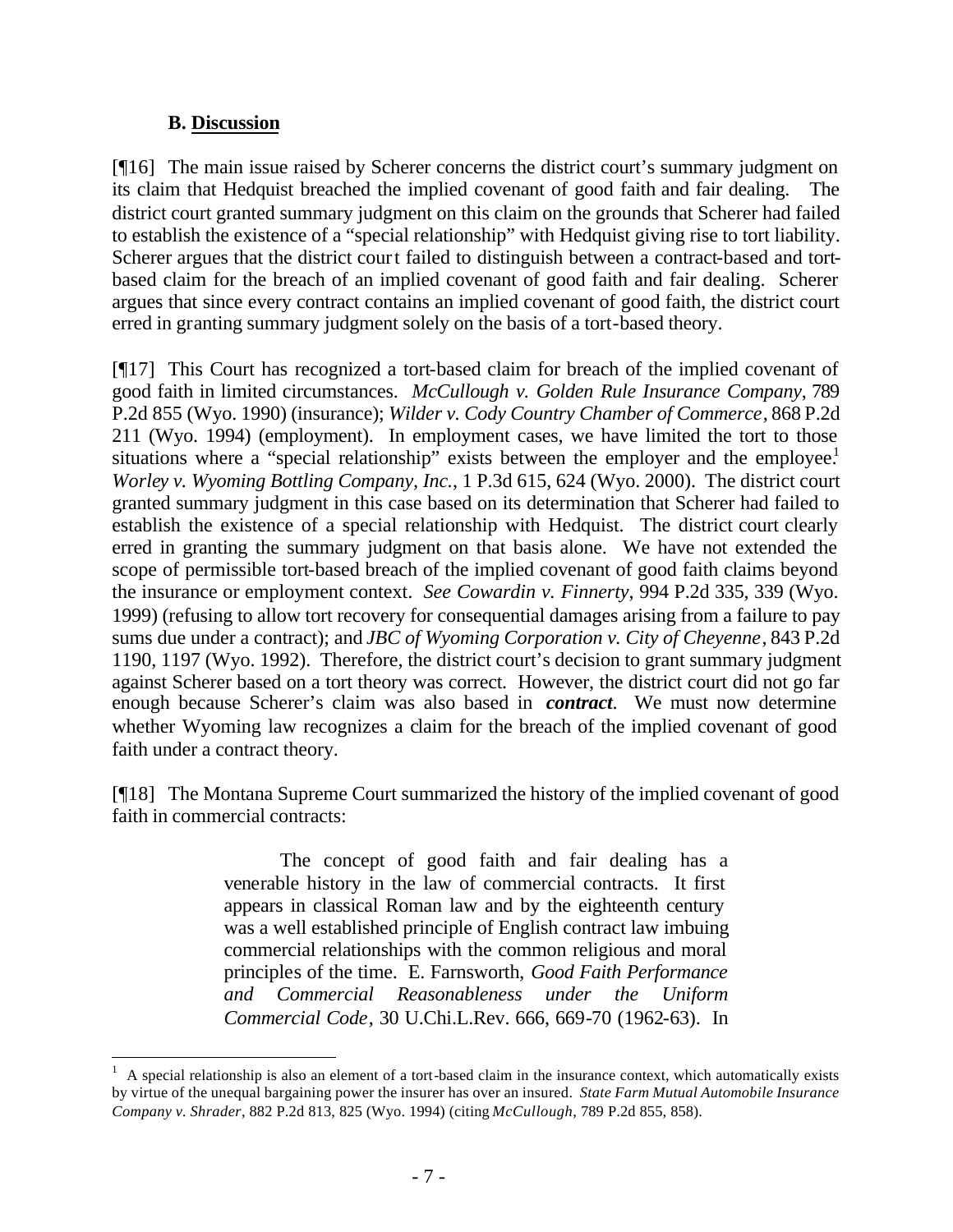### B. Discussion

[¶16] The main issue raised by Scherer concerns the district court's summary judgment on its claim that Hedquist breached the implied covenant of good faith and fair dealing. The district court granted summary judgment on this claim on the grounds that Scherer had failed to establish the existence of a "special relationship" with Hedquist giving rise to tort liability. Scherer argues that the district court failed to distinguish between a contract-based and tort-based claim for the breach of an implied covenant of good faith and fair dealing. Scherer argues that since every contract contains an implied covenant of good faith, the district court erred in granting summary judgment solely on the basis of a tort-based theory.

[¶17] This Court has recognized a tort-based claim for breach of the implied covenant of good faith in limited circumstances. *McCullough v. Golden Rule Insurance Company*, 789 P.2d 855 (Wyo. 1990) (insurance); *Wilder v. Cody Country Chamber of Commerce*, 868 P.2d 211 (Wyo. 1994) (employment). In employment cases, we have limited the tort to those situations where a "special relationship" exists between the employer and the employee.[1] *Worley v. Wyoming Bottling Company, Inc.*, 1 P.3d 615, 624 (Wyo. 2000). The district court granted summary judgment in this case based on its determination that Scherer had failed to establish the existence of a special relationship with Hedquist. The district court clearly erred in granting the summary judgment on that basis alone. We have not extended the scope of permissible tort-based breach of the implied covenant of good faith claims beyond the insurance or employment context. *See Cowardin v. Finnerty*, 994 P.2d 335, 339 (Wyo. 1999) (refusing to allow tort recovery for consequential damages arising from a failure to pay sums due under a contract); and *JBC of Wyoming Corporation v. City of Cheyenne*, 843 P.2d 1190, 1197 (Wyo. 1992). Therefore, the district court's decision to grant summary judgment against Scherer based on a tort theory was correct. However, the district court did not go far enough because Scherer's claim was also based in ***contract***. We must now determine whether Wyoming law recognizes a claim for the breach of the implied covenant of good faith under a contract theory.

[¶18] The Montana Supreme Court summarized the history of the implied covenant of good faith in commercial contracts:

> The concept of good faith and fair dealing has a venerable history in the law of commercial contracts. It first appears in classical Roman law and by the eighteenth century was a well established principle of English contract law imbuing commercial relationships with the common religious and moral principles of the time. E. Farnsworth, *Good Faith Performance and Commercial Reasonableness under the Uniform Commercial Code*, 30 U.Chi.L.Rev. 666, 669-70 (1962-63). In

---

[1] A special relationship is also an element of a tort-based claim in the insurance context, which automatically exists by virtue of the unequal bargaining power the insurer has over an insured. *State Farm Mutual Automobile Insurance Company v. Shrader*, 882 P.2d 813, 825 (Wyo. 1994) (citing *McCullough*, 789 P.2d 855, 858).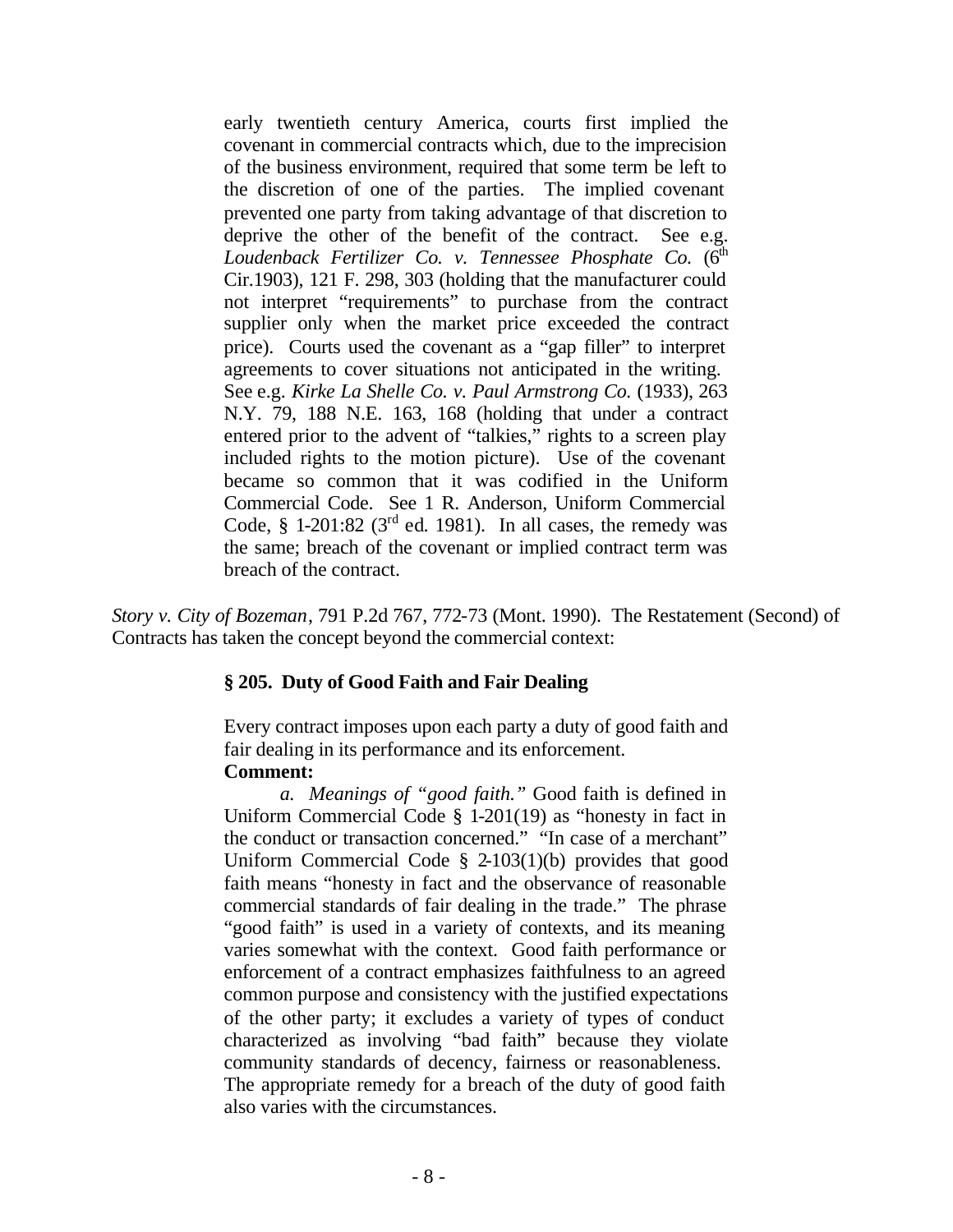> early twentieth century America, courts first implied the covenant in commercial contracts which, due to the imprecision of the business environment, required that some term be left to the discretion of one of the parties. The implied covenant prevented one party from taking advantage of that discretion to deprive the other of the benefit of the contract. See e.g. *Loudenback Fertilizer Co. v. Tennessee Phosphate Co.* (6th Cir.1903), 121 F. 298, 303 (holding that the manufacturer could not interpret "requirements" to purchase from the contract supplier only when the market price exceeded the contract price). Courts used the covenant as a "gap filler" to interpret agreements to cover situations not anticipated in the writing. See e.g. *Kirke La Shelle Co. v. Paul Armstrong Co.* (1933), 263 N.Y. 79, 188 N.E. 163, 168 (holding that under a contract entered prior to the advent of "talkies," rights to a screen play included rights to the motion picture). Use of the covenant became so common that it was codified in the Uniform Commercial Code. See 1 R. Anderson, Uniform Commercial Code, § 1-201:82 (3rd ed. 1981). In all cases, the remedy was the same; breach of the covenant or implied contract term was breach of the contract.

*Story v. City of Bozeman*, 791 P.2d 767, 772-73 (Mont. 1990). The Restatement (Second) of Contracts has taken the concept beyond the commercial context:

> **§ 205. Duty of Good Faith and Fair Dealing**
>
> Every contract imposes upon each party a duty of good faith and fair dealing in its performance and its enforcement.
>
> **Comment:**
>
> *a. Meanings of "good faith."* Good faith is defined in Uniform Commercial Code § 1-201(19) as "honesty in fact in the conduct or transaction concerned." "In case of a merchant" Uniform Commercial Code § 2-103(1)(b) provides that good faith means "honesty in fact and the observance of reasonable commercial standards of fair dealing in the trade." The phrase "good faith" is used in a variety of contexts, and its meaning varies somewhat with the context. Good faith performance or enforcement of a contract emphasizes faithfulness to an agreed common purpose and consistency with the justified expectations of the other party; it excludes a variety of types of conduct characterized as involving "bad faith" because they violate community standards of decency, fairness or reasonableness. The appropriate remedy for a breach of the duty of good faith also varies with the circumstances.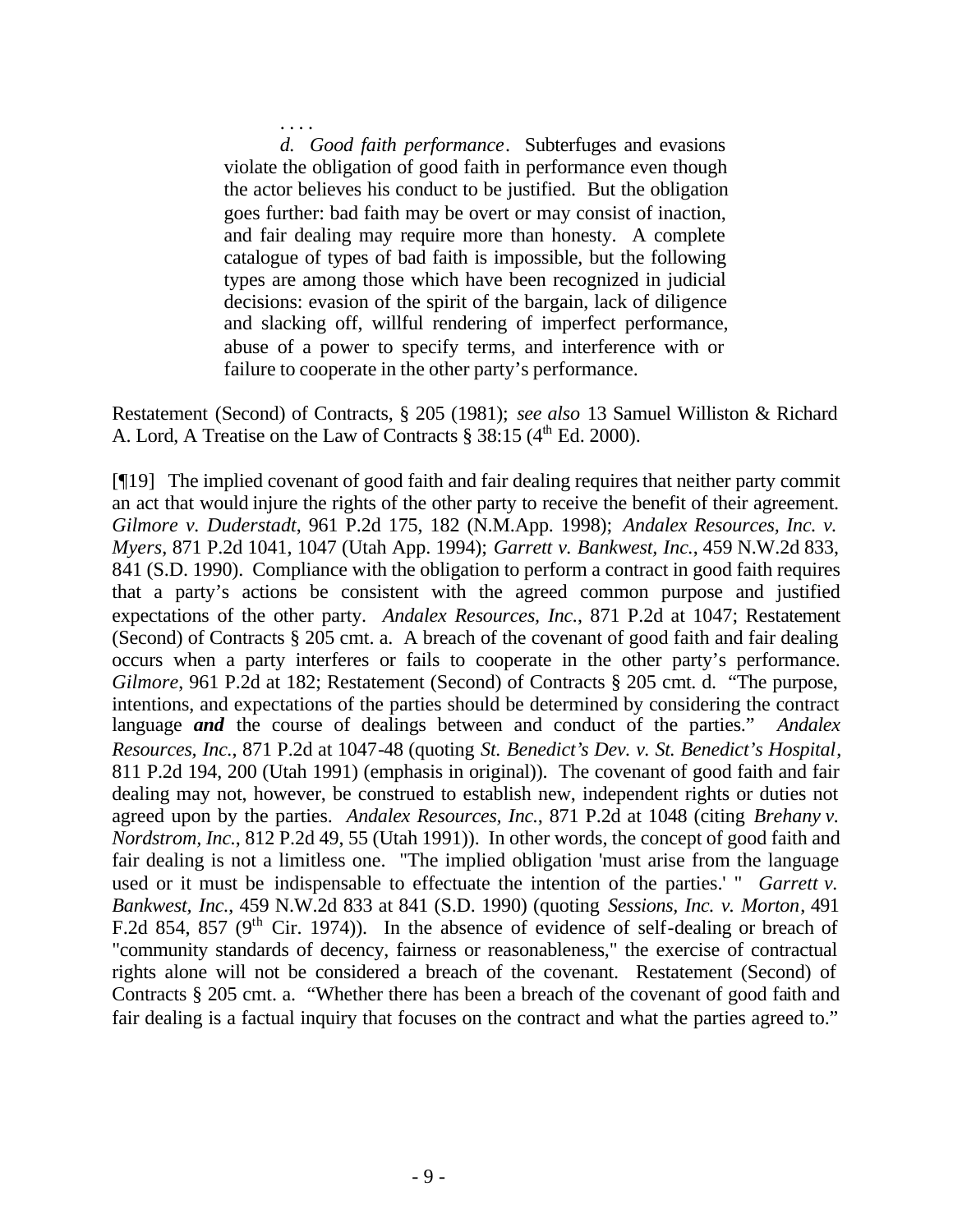> . . . .
>
> *d. Good faith performance*. Subterfuges and evasions violate the obligation of good faith in performance even though the actor believes his conduct to be justified. But the obligation goes further: bad faith may be overt or may consist of inaction, and fair dealing may require more than honesty. A complete catalogue of types of bad faith is impossible, but the following types are among those which have been recognized in judicial decisions: evasion of the spirit of the bargain, lack of diligence and slacking off, willful rendering of imperfect performance, abuse of a power to specify terms, and interference with or failure to cooperate in the other party's performance.

Restatement (Second) of Contracts, § 205 (1981); *see also* 13 Samuel Williston & Richard A. Lord, A Treatise on the Law of Contracts § 38:15 (4th Ed. 2000).

[¶19] The implied covenant of good faith and fair dealing requires that neither party commit an act that would injure the rights of the other party to receive the benefit of their agreement. *Gilmore v. Duderstadt*, 961 P.2d 175, 182 (N.M.App. 1998); *Andalex Resources, Inc. v. Myers*, 871 P.2d 1041, 1047 (Utah App. 1994); *Garrett v. Bankwest, Inc.*, 459 N.W.2d 833, 841 (S.D. 1990). Compliance with the obligation to perform a contract in good faith requires that a party's actions be consistent with the agreed common purpose and justified expectations of the other party. *Andalex Resources, Inc.*, 871 P.2d at 1047; Restatement (Second) of Contracts § 205 cmt. a. A breach of the covenant of good faith and fair dealing occurs when a party interferes or fails to cooperate in the other party's performance. *Gilmore*, 961 P.2d at 182; Restatement (Second) of Contracts § 205 cmt. d. "The purpose, intentions, and expectations of the parties should be determined by considering the contract language ***and*** the course of dealings between and conduct of the parties." *Andalex Resources, Inc.*, 871 P.2d at 1047-48 (quoting *St. Benedict's Dev. v. St. Benedict's Hospital*, 811 P.2d 194, 200 (Utah 1991) (emphasis in original)). The covenant of good faith and fair dealing may not, however, be construed to establish new, independent rights or duties not agreed upon by the parties. *Andalex Resources, Inc.*, 871 P.2d at 1048 (citing *Brehany v. Nordstrom, Inc.*, 812 P.2d 49, 55 (Utah 1991)). In other words, the concept of good faith and fair dealing is not a limitless one. "The implied obligation 'must arise from the language used or it must be indispensable to effectuate the intention of the parties.' " *Garrett v. Bankwest, Inc.*, 459 N.W.2d 833 at 841 (S.D. 1990) (quoting *Sessions, Inc. v. Morton*, 491 F.2d 854, 857 (9th Cir. 1974)). In the absence of evidence of self-dealing or breach of "community standards of decency, fairness or reasonableness," the exercise of contractual rights alone will not be considered a breach of the covenant. Restatement (Second) of Contracts § 205 cmt. a. "Whether there has been a breach of the covenant of good faith and fair dealing is a factual inquiry that focuses on the contract and what the parties agreed to."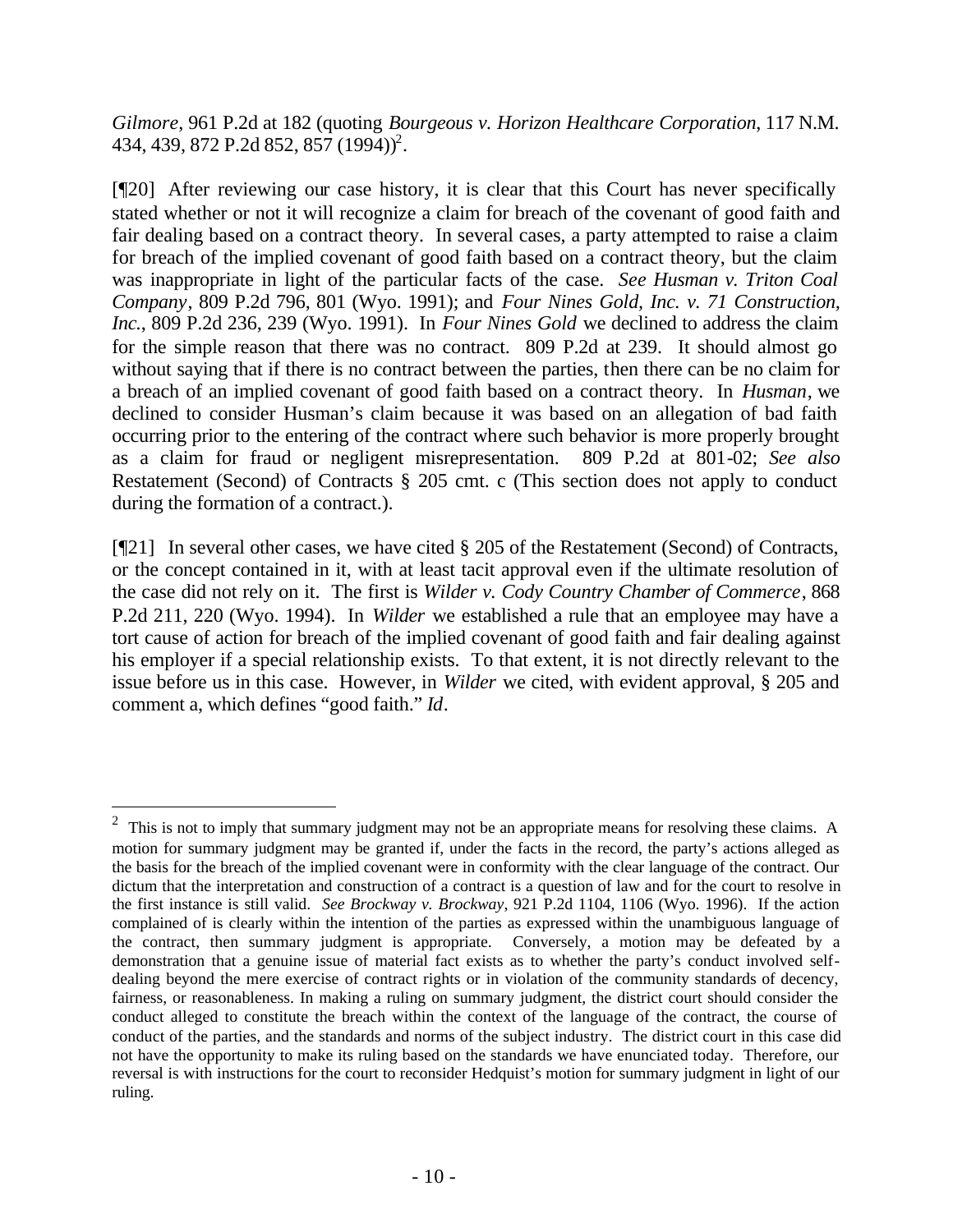*Gilmore*, 961 P.2d at 182 (quoting *Bourgeous v. Horizon Healthcare Corporation*, 117 N.M. 434, 439, 872 P.2d 852, 857 (1994))[2].

[¶20] After reviewing our case history, it is clear that this Court has never specifically stated whether or not it will recognize a claim for breach of the covenant of good faith and fair dealing based on a contract theory. In several cases, a party attempted to raise a claim for breach of the implied covenant of good faith based on a contract theory, but the claim was inappropriate in light of the particular facts of the case. *See Husman v. Triton Coal Company*, 809 P.2d 796, 801 (Wyo. 1991); and *Four Nines Gold, Inc. v. 71 Construction, Inc.*, 809 P.2d 236, 239 (Wyo. 1991). In *Four Nines Gold* we declined to address the claim for the simple reason that there was no contract. 809 P.2d at 239. It should almost go without saying that if there is no contract between the parties, then there can be no claim for a breach of an implied covenant of good faith based on a contract theory. In *Husman*, we declined to consider Husman's claim because it was based on an allegation of bad faith occurring prior to the entering of the contract where such behavior is more properly brought as a claim for fraud or negligent misrepresentation. 809 P.2d at 801-02; *See also* Restatement (Second) of Contracts § 205 cmt. c (This section does not apply to conduct during the formation of a contract.).

[¶21] In several other cases, we have cited § 205 of the Restatement (Second) of Contracts, or the concept contained in it, with at least tacit approval even if the ultimate resolution of the case did not rely on it. The first is *Wilder v. Cody Country Chamber of Commerce*, 868 P.2d 211, 220 (Wyo. 1994). In *Wilder* we established a rule that an employee may have a tort cause of action for breach of the implied covenant of good faith and fair dealing against his employer if a special relationship exists. To that extent, it is not directly relevant to the issue before us in this case. However, in *Wilder* we cited, with evident approval, § 205 and comment a, which defines "good faith." *Id*.

---

[2] This is not to imply that summary judgment may not be an appropriate means for resolving these claims. A motion for summary judgment may be granted if, under the facts in the record, the party's actions alleged as the basis for the breach of the implied covenant were in conformity with the clear language of the contract. Our dictum that the interpretation and construction of a contract is a question of law and for the court to resolve in the first instance is still valid. *See Brockway v. Brockway*, 921 P.2d 1104, 1106 (Wyo. 1996). If the action complained of is clearly within the intention of the parties as expressed within the unambiguous language of the contract, then summary judgment is appropriate. Conversely, a motion may be defeated by a demonstration that a genuine issue of material fact exists as to whether the party's conduct involved self-dealing beyond the mere exercise of contract rights or in violation of the community standards of decency, fairness, or reasonableness. In making a ruling on summary judgment, the district court should consider the conduct alleged to constitute the breach within the context of the language of the contract, the course of conduct of the parties, and the standards and norms of the subject industry. The district court in this case did not have the opportunity to make its ruling based on the standards we have enunciated today. Therefore, our reversal is with instructions for the court to reconsider Hedquist's motion for summary judgment in light of our ruling.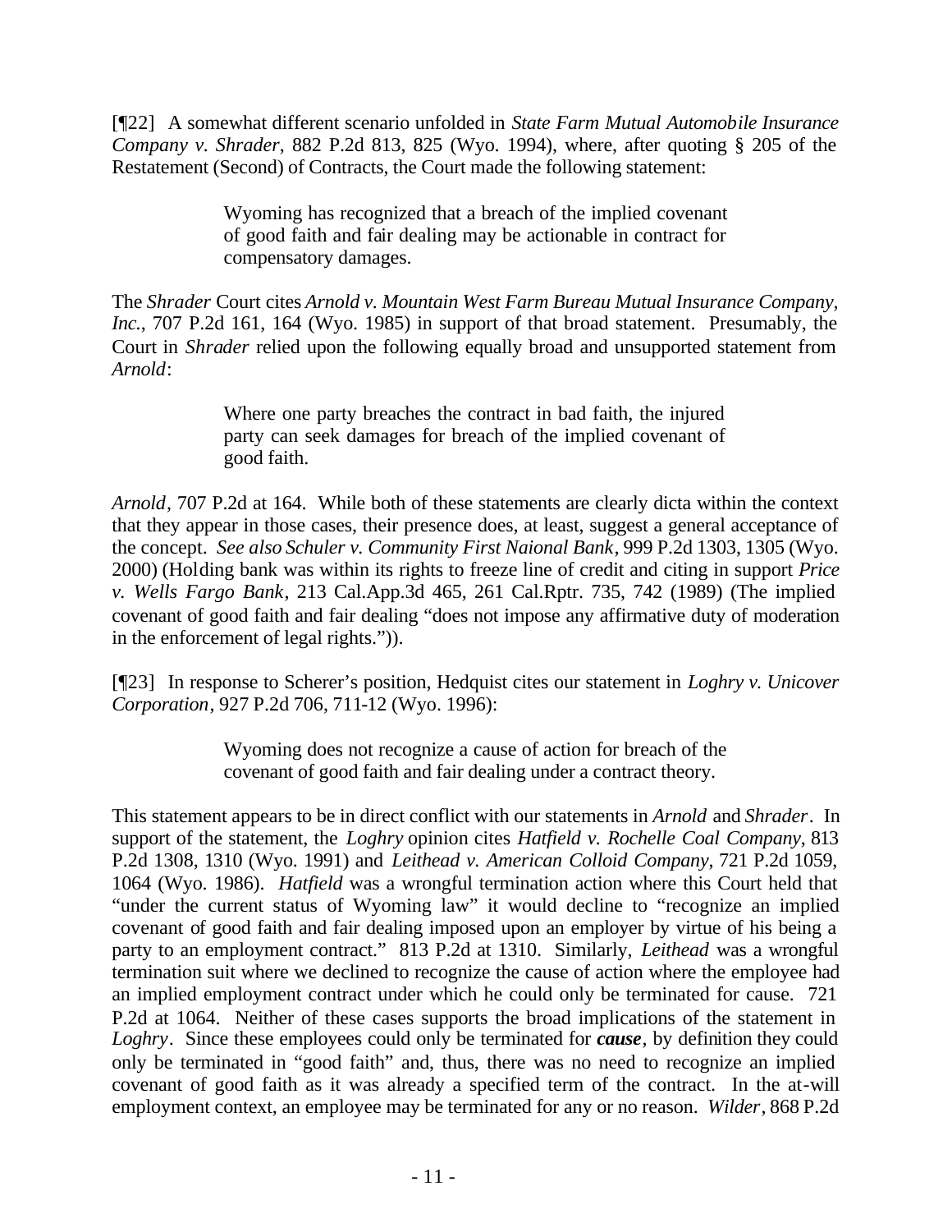[¶22] A somewhat different scenario unfolded in *State Farm Mutual Automobile Insurance Company v. Shrader*, 882 P.2d 813, 825 (Wyo. 1994), where, after quoting § 205 of the Restatement (Second) of Contracts, the Court made the following statement:

> Wyoming has recognized that a breach of the implied covenant of good faith and fair dealing may be actionable in contract for compensatory damages.

The *Shrader* Court cites *Arnold v. Mountain West Farm Bureau Mutual Insurance Company, Inc.*, 707 P.2d 161, 164 (Wyo. 1985) in support of that broad statement. Presumably, the Court in *Shrader* relied upon the following equally broad and unsupported statement from *Arnold*:

> Where one party breaches the contract in bad faith, the injured party can seek damages for breach of the implied covenant of good faith.

*Arnold*, 707 P.2d at 164. While both of these statements are clearly dicta within the context that they appear in those cases, their presence does, at least, suggest a general acceptance of the concept. *See also Schuler v. Community First Naional Bank*, 999 P.2d 1303, 1305 (Wyo. 2000) (Holding bank was within its rights to freeze line of credit and citing in support *Price v. Wells Fargo Bank*, 213 Cal.App.3d 465, 261 Cal.Rptr. 735, 742 (1989) (The implied covenant of good faith and fair dealing "does not impose any affirmative duty of moderation in the enforcement of legal rights.")).

[¶23] In response to Scherer's position, Hedquist cites our statement in *Loghry v. Unicover Corporation*, 927 P.2d 706, 711-12 (Wyo. 1996):

> Wyoming does not recognize a cause of action for breach of the covenant of good faith and fair dealing under a contract theory.

This statement appears to be in direct conflict with our statements in *Arnold* and *Shrader*. In support of the statement, the *Loghry* opinion cites *Hatfield v. Rochelle Coal Company*, 813 P.2d 1308, 1310 (Wyo. 1991) and *Leithead v. American Colloid Company*, 721 P.2d 1059, 1064 (Wyo. 1986). *Hatfield* was a wrongful termination action where this Court held that "under the current status of Wyoming law" it would decline to "recognize an implied covenant of good faith and fair dealing imposed upon an employer by virtue of his being a party to an employment contract." 813 P.2d at 1310. Similarly, *Leithead* was a wrongful termination suit where we declined to recognize the cause of action where the employee had an implied employment contract under which he could only be terminated for cause. 721 P.2d at 1064. Neither of these cases supports the broad implications of the statement in *Loghry*. Since these employees could only be terminated for ***cause***, by definition they could only be terminated in "good faith" and, thus, there was no need to recognize an implied covenant of good faith as it was already a specified term of the contract. In the at-will employment context, an employee may be terminated for any or no reason. *Wilder*, 868 P.2d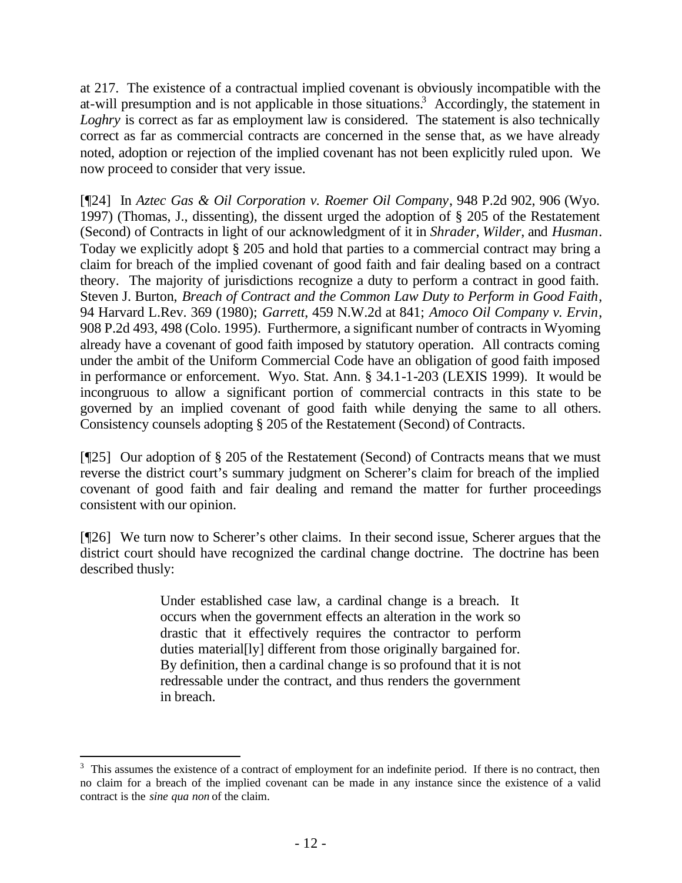at 217. The existence of a contractual implied covenant is obviously incompatible with the at-will presumption and is not applicable in those situations.[3] Accordingly, the statement in *Loghry* is correct as far as employment law is considered. The statement is also technically correct as far as commercial contracts are concerned in the sense that, as we have already noted, adoption or rejection of the implied covenant has not been explicitly ruled upon. We now proceed to consider that very issue.

[¶24] In *Aztec Gas & Oil Corporation v. Roemer Oil Company*, 948 P.2d 902, 906 (Wyo. 1997) (Thomas, J., dissenting), the dissent urged the adoption of § 205 of the Restatement (Second) of Contracts in light of our acknowledgment of it in *Shrader*, *Wilder*, and *Husman*. Today we explicitly adopt § 205 and hold that parties to a commercial contract may bring a claim for breach of the implied covenant of good faith and fair dealing based on a contract theory. The majority of jurisdictions recognize a duty to perform a contract in good faith. Steven J. Burton, *Breach of Contract and the Common Law Duty to Perform in Good Faith*, 94 Harvard L.Rev. 369 (1980); *Garrett*, 459 N.W.2d at 841; *Amoco Oil Company v. Ervin*, 908 P.2d 493, 498 (Colo. 1995). Furthermore, a significant number of contracts in Wyoming already have a covenant of good faith imposed by statutory operation. All contracts coming under the ambit of the Uniform Commercial Code have an obligation of good faith imposed in performance or enforcement. Wyo. Stat. Ann. § 34.1-1-203 (LEXIS 1999). It would be incongruous to allow a significant portion of commercial contracts in this state to be governed by an implied covenant of good faith while denying the same to all others. Consistency counsels adopting § 205 of the Restatement (Second) of Contracts.

[¶25] Our adoption of § 205 of the Restatement (Second) of Contracts means that we must reverse the district court's summary judgment on Scherer's claim for breach of the implied covenant of good faith and fair dealing and remand the matter for further proceedings consistent with our opinion.

[¶26] We turn now to Scherer's other claims. In their second issue, Scherer argues that the district court should have recognized the cardinal change doctrine. The doctrine has been described thusly:

> Under established case law, a cardinal change is a breach. It occurs when the government effects an alteration in the work so drastic that it effectively requires the contractor to perform duties material[ly] different from those originally bargained for. By definition, then a cardinal change is so profound that it is not redressable under the contract, and thus renders the government in breach.

---

[3] This assumes the existence of a contract of employment for an indefinite period. If there is no contract, then no claim for a breach of the implied covenant can be made in any instance since the existence of a valid contract is the *sine qua non* of the claim.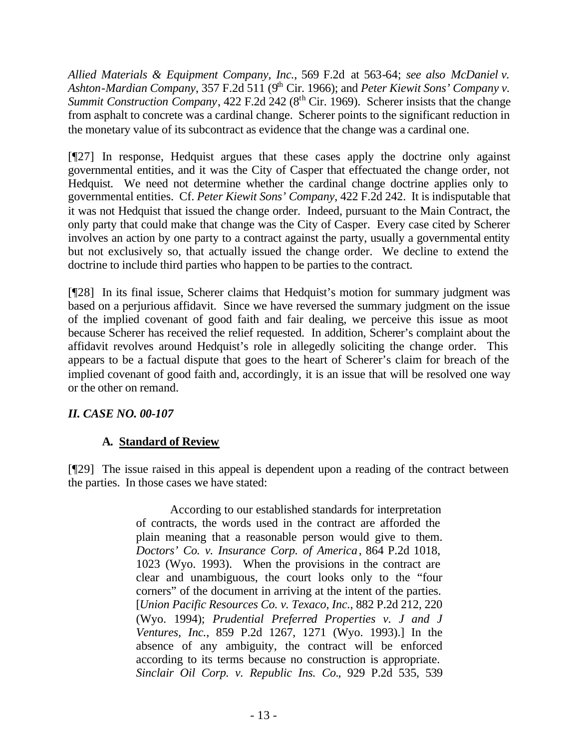*Allied Materials & Equipment Company, Inc.*, 569 F.2d at 563-64; *see also McDaniel v. Ashton-Mardian Company*, 357 F.2d 511 (9th Cir. 1966); and *Peter Kiewit Sons' Company v. Summit Construction Company*, 422 F.2d 242 (8th Cir. 1969). Scherer insists that the change from asphalt to concrete was a cardinal change. Scherer points to the significant reduction in the monetary value of its subcontract as evidence that the change was a cardinal one.

[¶27] In response, Hedquist argues that these cases apply the doctrine only against governmental entities, and it was the City of Casper that effectuated the change order, not Hedquist. We need not determine whether the cardinal change doctrine applies only to governmental entities. Cf. *Peter Kiewit Sons' Company*, 422 F.2d 242. It is indisputable that it was not Hedquist that issued the change order. Indeed, pursuant to the Main Contract, the only party that could make that change was the City of Casper. Every case cited by Scherer involves an action by one party to a contract against the party, usually a governmental entity but not exclusively so, that actually issued the change order. We decline to extend the doctrine to include third parties who happen to be parties to the contract.

[¶28] In its final issue, Scherer claims that Hedquist's motion for summary judgment was based on a perjurious affidavit. Since we have reversed the summary judgment on the issue of the implied covenant of good faith and fair dealing, we perceive this issue as moot because Scherer has received the relief requested. In addition, Scherer's complaint about the affidavit revolves around Hedquist's role in allegedly soliciting the change order. This appears to be a factual dispute that goes to the heart of Scherer's claim for breach of the implied covenant of good faith and, accordingly, it is an issue that will be resolved one way or the other on remand.

## *II. CASE NO. 00-107*

### A. Standard of Review

[¶29] The issue raised in this appeal is dependent upon a reading of the contract between the parties. In those cases we have stated:

> According to our established standards for interpretation of contracts, the words used in the contract are afforded the plain meaning that a reasonable person would give to them. *Doctors' Co. v. Insurance Corp. of America*, 864 P.2d 1018, 1023 (Wyo. 1993). When the provisions in the contract are clear and unambiguous, the court looks only to the "four corners" of the document in arriving at the intent of the parties. [*Union Pacific Resources Co. v. Texaco, Inc.*, 882 P.2d 212, 220 (Wyo. 1994); *Prudential Preferred Properties v. J and J Ventures, Inc.*, 859 P.2d 1267, 1271 (Wyo. 1993).] In the absence of any ambiguity, the contract will be enforced according to its terms because no construction is appropriate. *Sinclair Oil Corp. v. Republic Ins. Co.*, 929 P.2d 535, 539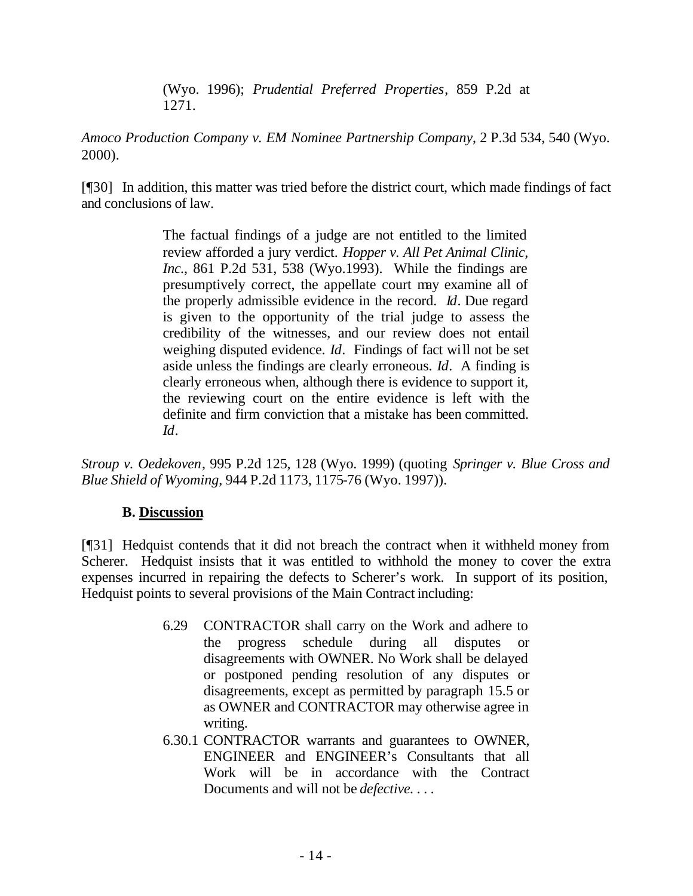> (Wyo. 1996); *Prudential Preferred Properties*, 859 P.2d at 1271.

*Amoco Production Company v. EM Nominee Partnership Company*, 2 P.3d 534, 540 (Wyo. 2000).

[¶30] In addition, this matter was tried before the district court, which made findings of fact and conclusions of law.

> The factual findings of a judge are not entitled to the limited review afforded a jury verdict. *Hopper v. All Pet Animal Clinic, Inc.*, 861 P.2d 531, 538 (Wyo.1993). While the findings are presumptively correct, the appellate court may examine all of the properly admissible evidence in the record. *Id*. Due regard is given to the opportunity of the trial judge to assess the credibility of the witnesses, and our review does not entail weighing disputed evidence. *Id*. Findings of fact will not be set aside unless the findings are clearly erroneous. *Id*. A finding is clearly erroneous when, although there is evidence to support it, the reviewing court on the entire evidence is left with the definite and firm conviction that a mistake has been committed. *Id*.

*Stroup v. Oedekoven*, 995 P.2d 125, 128 (Wyo. 1999) (quoting *Springer v. Blue Cross and Blue Shield of Wyoming*, 944 P.2d 1173, 1175-76 (Wyo. 1997)).

### B. Discussion

[¶31] Hedquist contends that it did not breach the contract when it withheld money from Scherer. Hedquist insists that it was entitled to withhold the money to cover the extra expenses incurred in repairing the defects to Scherer's work. In support of its position, Hedquist points to several provisions of the Main Contract including:

> 6.29 CONTRACTOR shall carry on the Work and adhere to the progress schedule during all disputes or disagreements with OWNER. No Work shall be delayed or postponed pending resolution of any disputes or disagreements, except as permitted by paragraph 15.5 or as OWNER and CONTRACTOR may otherwise agree in writing.
>
> 6.30.1 CONTRACTOR warrants and guarantees to OWNER, ENGINEER and ENGINEER's Consultants that all Work will be in accordance with the Contract Documents and will not be *defective*. . . .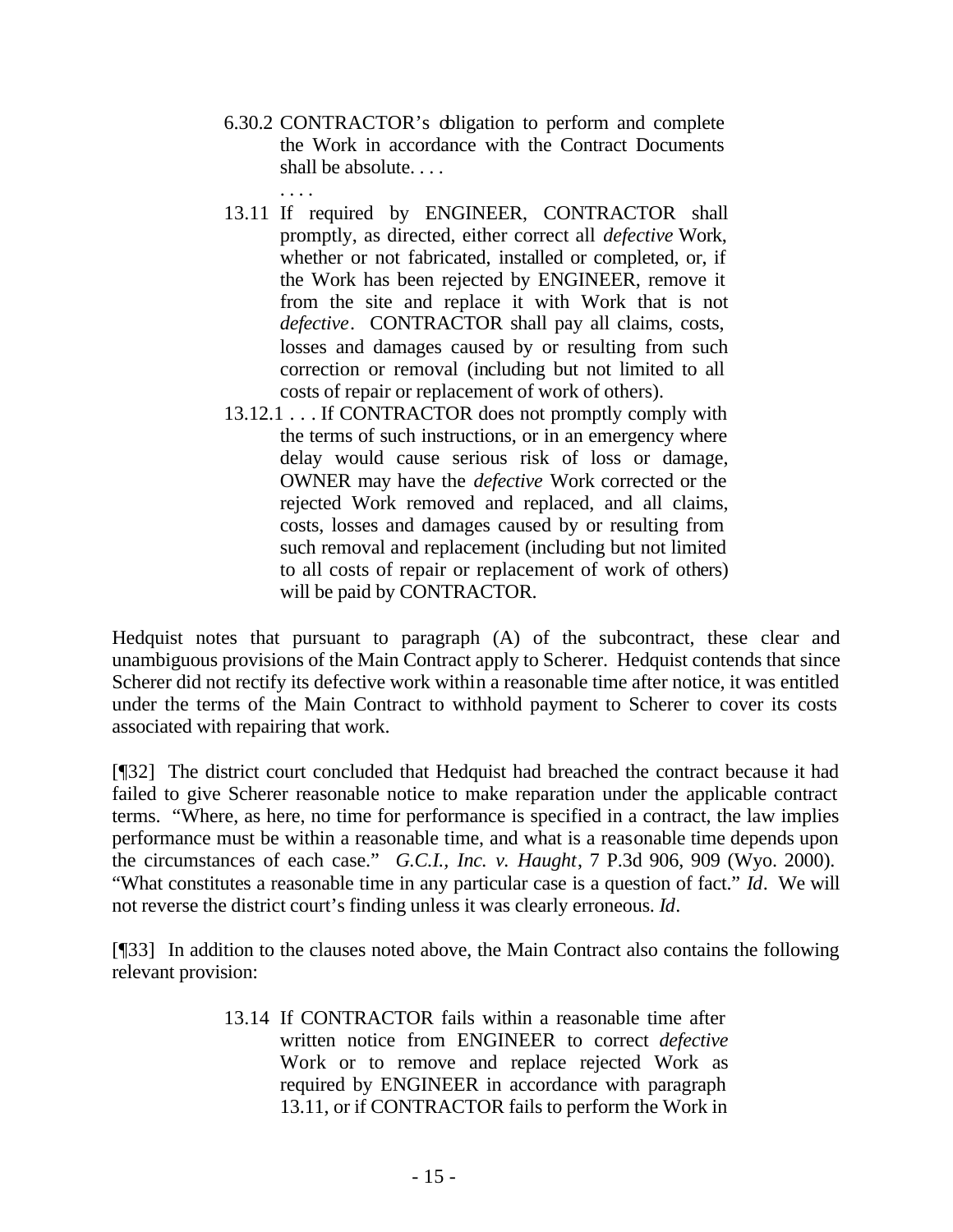> 6.30.2 CONTRACTOR's obligation to perform and complete the Work in accordance with the Contract Documents shall be absolute. . . .
>
> . . . .
>
> 13.11 If required by ENGINEER, CONTRACTOR shall promptly, as directed, either correct all *defective* Work, whether or not fabricated, installed or completed, or, if the Work has been rejected by ENGINEER, remove it from the site and replace it with Work that is not *defective*. CONTRACTOR shall pay all claims, costs, losses and damages caused by or resulting from such correction or removal (including but not limited to all costs of repair or replacement of work of others).
>
> 13.12.1 . . . If CONTRACTOR does not promptly comply with the terms of such instructions, or in an emergency where delay would cause serious risk of loss or damage, OWNER may have the *defective* Work corrected or the rejected Work removed and replaced, and all claims, costs, losses and damages caused by or resulting from such removal and replacement (including but not limited to all costs of repair or replacement of work of others) will be paid by CONTRACTOR.

Hedquist notes that pursuant to paragraph (A) of the subcontract, these clear and unambiguous provisions of the Main Contract apply to Scherer. Hedquist contends that since Scherer did not rectify its defective work within a reasonable time after notice, it was entitled under the terms of the Main Contract to withhold payment to Scherer to cover its costs associated with repairing that work.

[¶32] The district court concluded that Hedquist had breached the contract because it had failed to give Scherer reasonable notice to make reparation under the applicable contract terms. "Where, as here, no time for performance is specified in a contract, the law implies performance must be within a reasonable time, and what is a reasonable time depends upon the circumstances of each case." *G.C.I., Inc. v. Haught*, 7 P.3d 906, 909 (Wyo. 2000). "What constitutes a reasonable time in any particular case is a question of fact." *Id*. We will not reverse the district court's finding unless it was clearly erroneous. *Id*.

[¶33] In addition to the clauses noted above, the Main Contract also contains the following relevant provision:

> 13.14 If CONTRACTOR fails within a reasonable time after written notice from ENGINEER to correct *defective* Work or to remove and replace rejected Work as required by ENGINEER in accordance with paragraph 13.11, or if CONTRACTOR fails to perform the Work in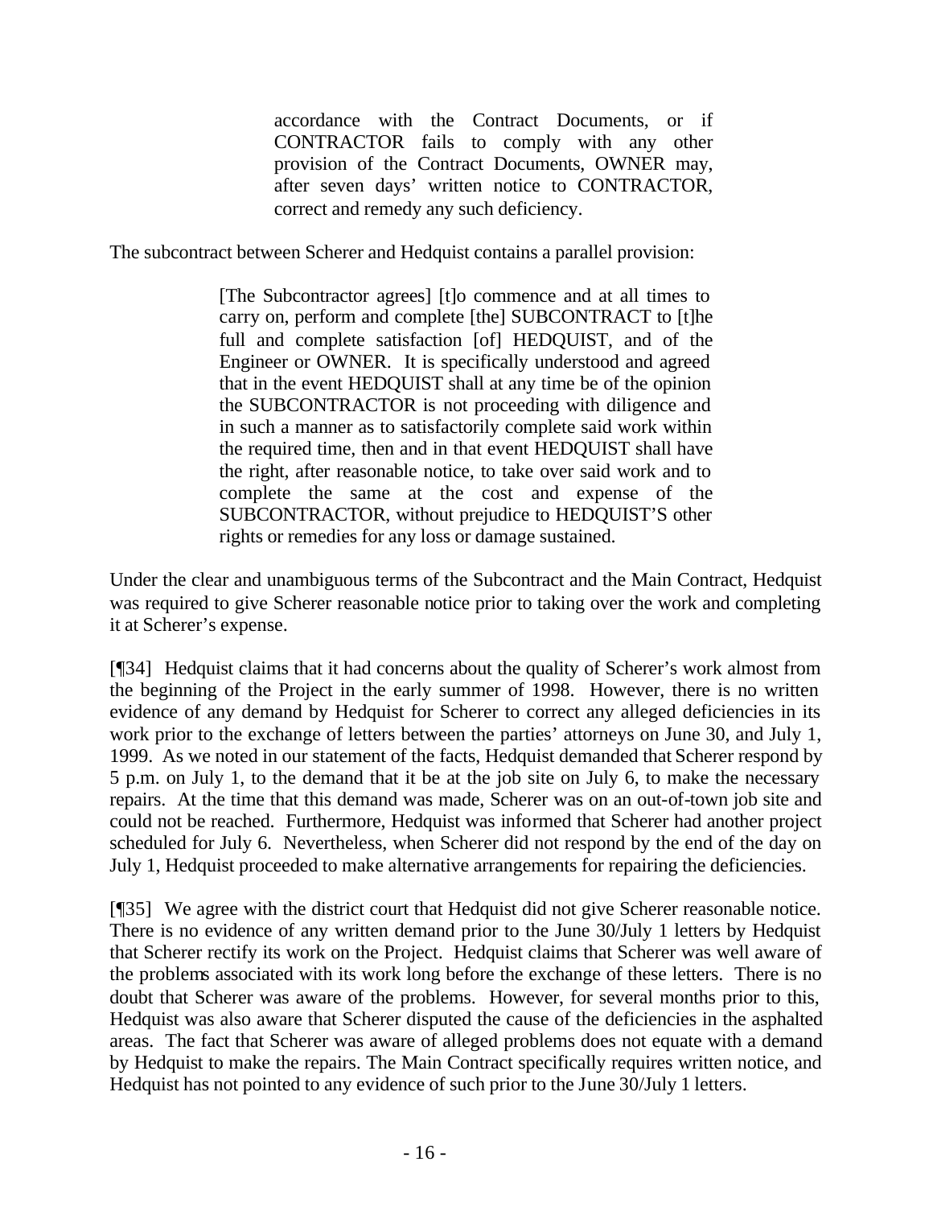> accordance with the Contract Documents, or if CONTRACTOR fails to comply with any other provision of the Contract Documents, OWNER may, after seven days' written notice to CONTRACTOR, correct and remedy any such deficiency.

The subcontract between Scherer and Hedquist contains a parallel provision:

> [The Subcontractor agrees] [t]o commence and at all times to carry on, perform and complete [the] SUBCONTRACT to [t]he full and complete satisfaction [of] HEDQUIST, and of the Engineer or OWNER. It is specifically understood and agreed that in the event HEDQUIST shall at any time be of the opinion the SUBCONTRACTOR is not proceeding with diligence and in such a manner as to satisfactorily complete said work within the required time, then and in that event HEDQUIST shall have the right, after reasonable notice, to take over said work and to complete the same at the cost and expense of the SUBCONTRACTOR, without prejudice to HEDQUIST'S other rights or remedies for any loss or damage sustained.

Under the clear and unambiguous terms of the Subcontract and the Main Contract, Hedquist was required to give Scherer reasonable notice prior to taking over the work and completing it at Scherer's expense.

[¶34] Hedquist claims that it had concerns about the quality of Scherer's work almost from the beginning of the Project in the early summer of 1998. However, there is no written evidence of any demand by Hedquist for Scherer to correct any alleged deficiencies in its work prior to the exchange of letters between the parties' attorneys on June 30, and July 1, 1999. As we noted in our statement of the facts, Hedquist demanded that Scherer respond by 5 p.m. on July 1, to the demand that it be at the job site on July 6, to make the necessary repairs. At the time that this demand was made, Scherer was on an out-of-town job site and could not be reached. Furthermore, Hedquist was informed that Scherer had another project scheduled for July 6. Nevertheless, when Scherer did not respond by the end of the day on July 1, Hedquist proceeded to make alternative arrangements for repairing the deficiencies.

[¶35] We agree with the district court that Hedquist did not give Scherer reasonable notice. There is no evidence of any written demand prior to the June 30/July 1 letters by Hedquist that Scherer rectify its work on the Project. Hedquist claims that Scherer was well aware of the problems associated with its work long before the exchange of these letters. There is no doubt that Scherer was aware of the problems. However, for several months prior to this, Hedquist was also aware that Scherer disputed the cause of the deficiencies in the asphalted areas. The fact that Scherer was aware of alleged problems does not equate with a demand by Hedquist to make the repairs. The Main Contract specifically requires written notice, and Hedquist has not pointed to any evidence of such prior to the June 30/July 1 letters.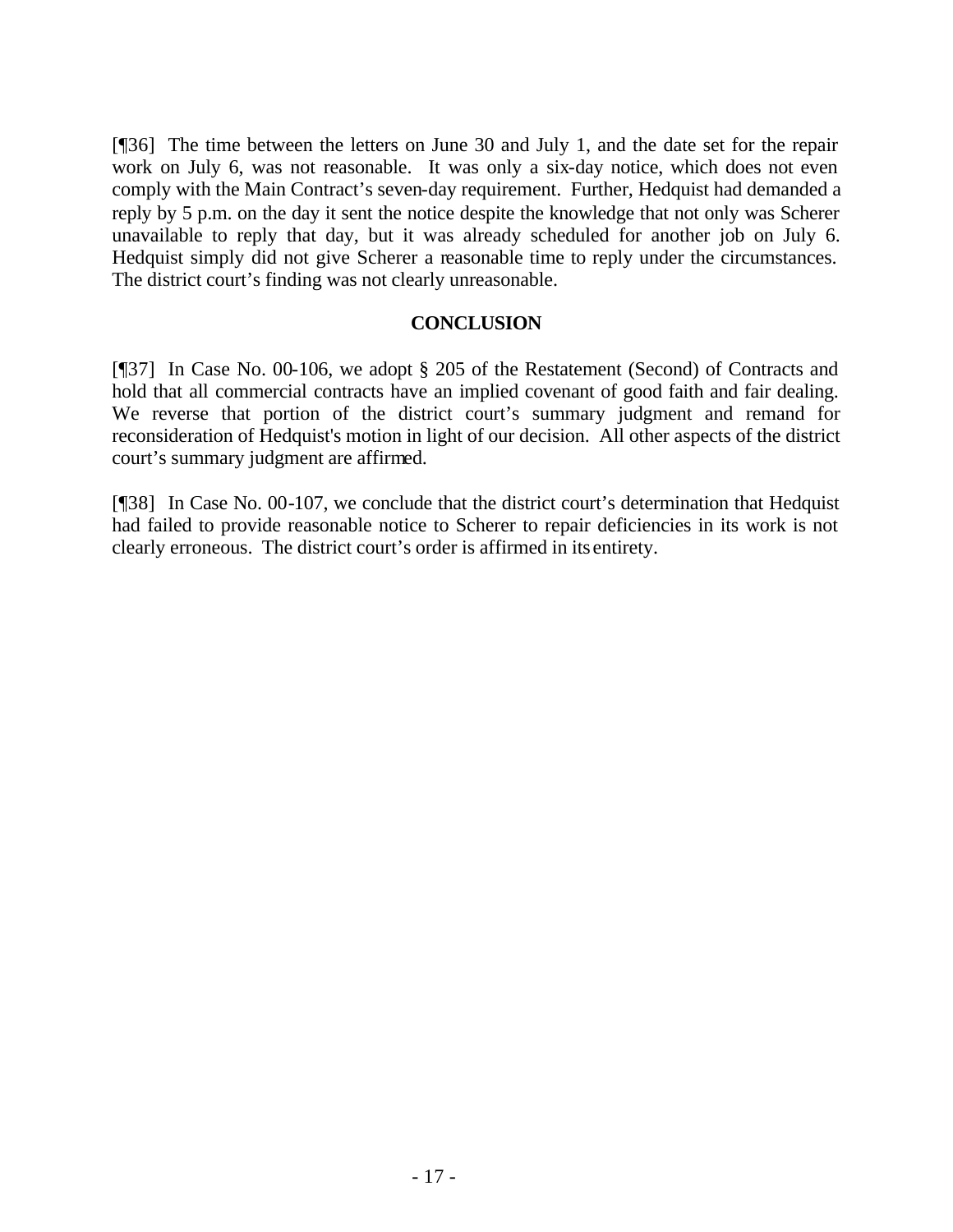[¶36] The time between the letters on June 30 and July 1, and the date set for the repair work on July 6, was not reasonable. It was only a six-day notice, which does not even comply with the Main Contract's seven-day requirement. Further, Hedquist had demanded a reply by 5 p.m. on the day it sent the notice despite the knowledge that not only was Scherer unavailable to reply that day, but it was already scheduled for another job on July 6. Hedquist simply did not give Scherer a reasonable time to reply under the circumstances. The district court's finding was not clearly unreasonable.

## CONCLUSION

[¶37] In Case No. 00-106, we adopt § 205 of the Restatement (Second) of Contracts and hold that all commercial contracts have an implied covenant of good faith and fair dealing. We reverse that portion of the district court's summary judgment and remand for reconsideration of Hedquist's motion in light of our decision. All other aspects of the district court's summary judgment are affirmed.

[¶38] In Case No. 00-107, we conclude that the district court's determination that Hedquist had failed to provide reasonable notice to Scherer to repair deficiencies in its work is not clearly erroneous. The district court's order is affirmed in its entirety.